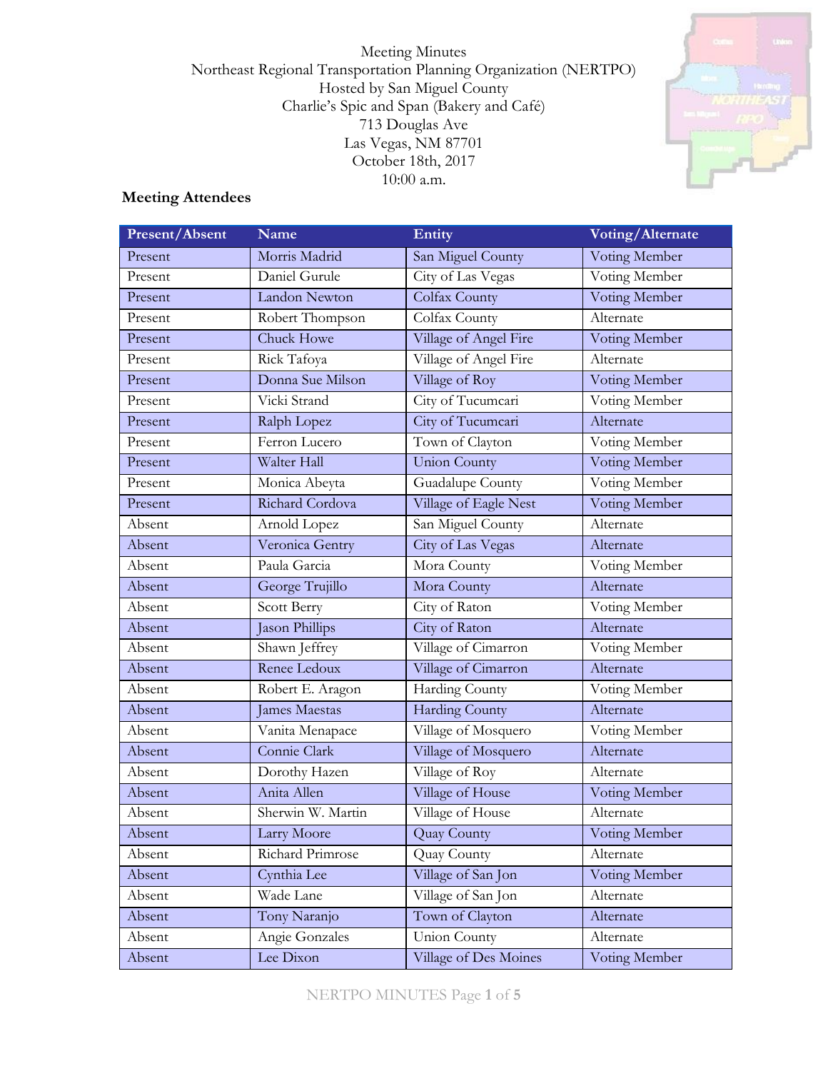Meeting Minutes
Northeast Regional Transportation Planning Organization (NERTPO)
Hosted by San Miguel County
Charlie's Spic and Span (Bakery and Café)
713 Douglas Ave
Las Vegas, NM 87701
October 18th, 2017
10:00 a.m.

## Meeting Attendees

| Present/Absent | Name | Entity | Voting/Alternate |
|---|---|---|---|
| Present | Morris Madrid | San Miguel County | Voting Member |
| Present | Daniel Gurule | City of Las Vegas | Voting Member |
| Present | Landon Newton | Colfax County | Voting Member |
| Present | Robert Thompson | Colfax County | Alternate |
| Present | Chuck Howe | Village of Angel Fire | Voting Member |
| Present | Rick Tafoya | Village of Angel Fire | Alternate |
| Present | Donna Sue Milson | Village of Roy | Voting Member |
| Present | Vicki Strand | City of Tucumcari | Voting Member |
| Present | Ralph Lopez | City of Tucumcari | Alternate |
| Present | Ferron Lucero | Town of Clayton | Voting Member |
| Present | Walter Hall | Union County | Voting Member |
| Present | Monica Abeyta | Guadalupe County | Voting Member |
| Present | Richard Cordova | Village of Eagle Nest | Voting Member |
| Absent | Arnold Lopez | San Miguel County | Alternate |
| Absent | Veronica Gentry | City of Las Vegas | Alternate |
| Absent | Paula Garcia | Mora County | Voting Member |
| Absent | George Trujillo | Mora County | Alternate |
| Absent | Scott Berry | City of Raton | Voting Member |
| Absent | Jason Phillips | City of Raton | Alternate |
| Absent | Shawn Jeffrey | Village of Cimarron | Voting Member |
| Absent | Renee Ledoux | Village of Cimarron | Alternate |
| Absent | Robert E. Aragon | Harding County | Voting Member |
| Absent | James Maestas | Harding County | Alternate |
| Absent | Vanita Menapace | Village of Mosquero | Voting Member |
| Absent | Connie Clark | Village of Mosquero | Alternate |
| Absent | Dorothy Hazen | Village of Roy | Alternate |
| Absent | Anita Allen | Village of House | Voting Member |
| Absent | Sherwin W. Martin | Village of House | Alternate |
| Absent | Larry Moore | Quay County | Voting Member |
| Absent | Richard Primrose | Quay County | Alternate |
| Absent | Cynthia Lee | Village of San Jon | Voting Member |
| Absent | Wade Lane | Village of San Jon | Alternate |
| Absent | Tony Naranjo | Town of Clayton | Alternate |
| Absent | Angie Gonzales | Union County | Alternate |
| Absent | Lee Dixon | Village of Des Moines | Voting Member |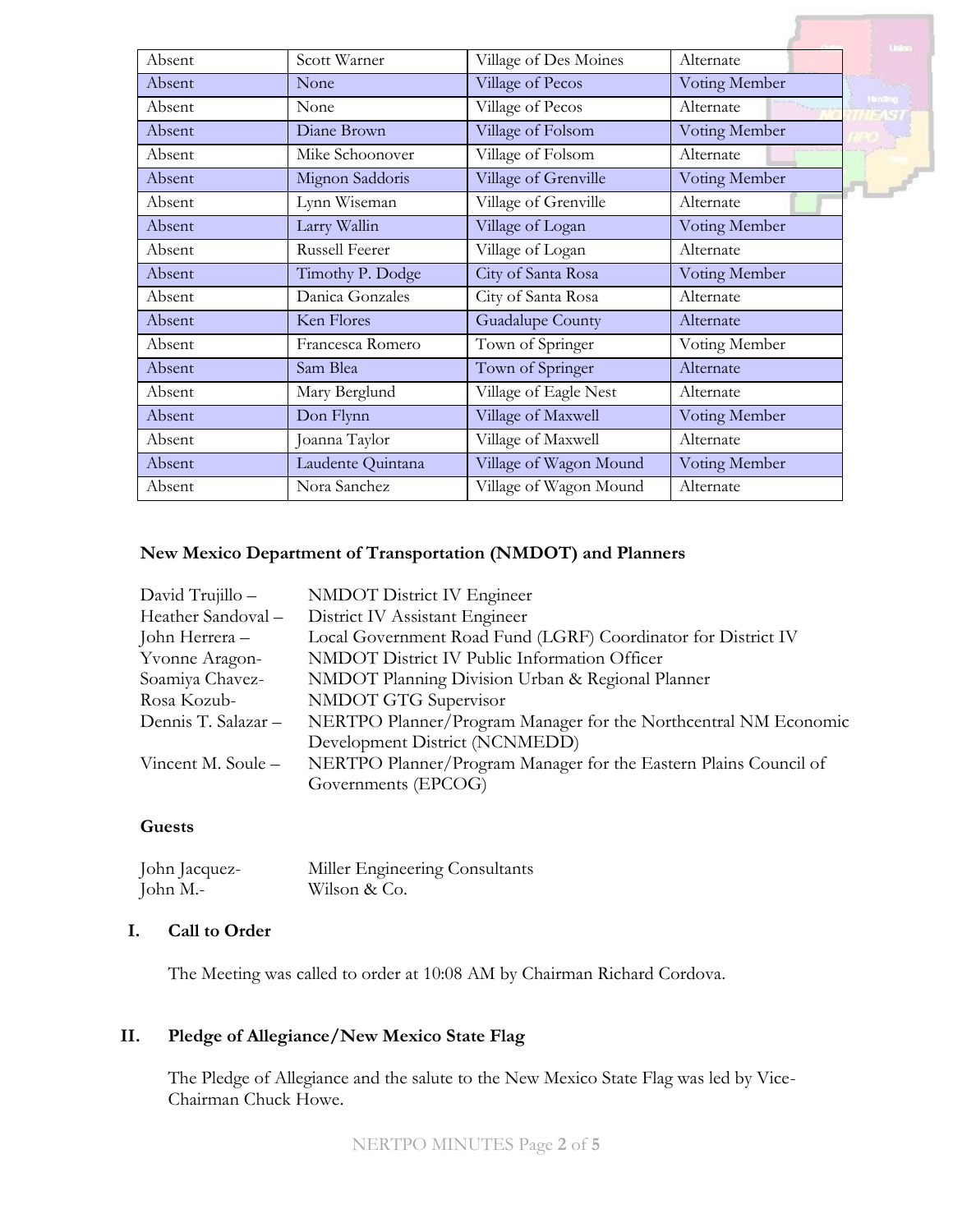| Absent | Scott Warner | Village of Des Moines | Alternate |
|---|---|---|---|
| Absent | None | Village of Pecos | Voting Member |
| Absent | None | Village of Pecos | Alternate |
| Absent | Diane Brown | Village of Folsom | Voting Member |
| Absent | Mike Schoonover | Village of Folsom | Alternate |
| Absent | Mignon Saddoris | Village of Grenville | Voting Member |
| Absent | Lynn Wiseman | Village of Grenville | Alternate |
| Absent | Larry Wallin | Village of Logan | Voting Member |
| Absent | Russell Feerer | Village of Logan | Alternate |
| Absent | Timothy P. Dodge | City of Santa Rosa | Voting Member |
| Absent | Danica Gonzales | City of Santa Rosa | Alternate |
| Absent | Ken Flores | Guadalupe County | Alternate |
| Absent | Francesca Romero | Town of Springer | Voting Member |
| Absent | Sam Blea | Town of Springer | Alternate |
| Absent | Mary Berglund | Village of Eagle Nest | Alternate |
| Absent | Don Flynn | Village of Maxwell | Voting Member |
| Absent | Joanna Taylor | Village of Maxwell | Alternate |
| Absent | Laudente Quintana | Village of Wagon Mound | Voting Member |
| Absent | Nora Sanchez | Village of Wagon Mound | Alternate |

**New Mexico Department of Transportation (NMDOT) and Planners**

David Trujillo – NMDOT District IV Engineer
Heather Sandoval – District IV Assistant Engineer
John Herrera – Local Government Road Fund (LGRF) Coordinator for District IV
Yvonne Aragon- NMDOT District IV Public Information Officer
Soamiya Chavez- NMDOT Planning Division Urban & Regional Planner
Rosa Kozub- NMDOT GTG Supervisor
Dennis T. Salazar – NERTPO Planner/Program Manager for the Northcentral NM Economic Development District (NCNMEDD)
Vincent M. Soule – NERTPO Planner/Program Manager for the Eastern Plains Council of Governments (EPCOG)

**Guests**

John Jacquez- Miller Engineering Consultants
John M.- Wilson & Co.

## I. Call to Order

The Meeting was called to order at 10:08 AM by Chairman Richard Cordova.

## II. Pledge of Allegiance/New Mexico State Flag

The Pledge of Allegiance and the salute to the New Mexico State Flag was led by Vice-Chairman Chuck Howe.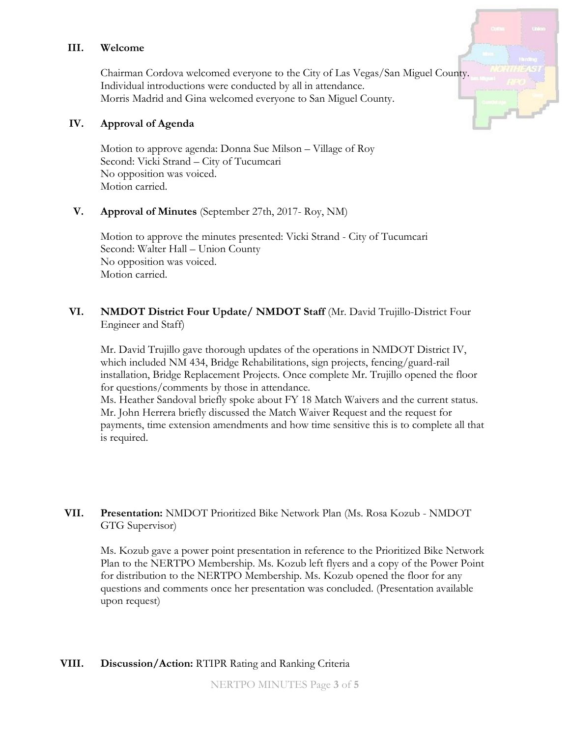## III. Welcome

Chairman Cordova welcomed everyone to the City of Las Vegas/San Miguel County.
Individual introductions were conducted by all in attendance.
Morris Madrid and Gina welcomed everyone to San Miguel County.

## IV. Approval of Agenda

Motion to approve agenda: Donna Sue Milson – Village of Roy
Second: Vicki Strand – City of Tucumcari
No opposition was voiced.
Motion carried.

## V. Approval of Minutes (September 27th, 2017- Roy, NM)

Motion to approve the minutes presented: Vicki Strand - City of Tucumcari
Second: Walter Hall – Union County
No opposition was voiced.
Motion carried.

## VI. NMDOT District Four Update/ NMDOT Staff (Mr. David Trujillo-District Four Engineer and Staff)

Mr. David Trujillo gave thorough updates of the operations in NMDOT District IV, which included NM 434, Bridge Rehabilitations, sign projects, fencing/guard-rail installation, Bridge Replacement Projects. Once complete Mr. Trujillo opened the floor for questions/comments by those in attendance.
Ms. Heather Sandoval briefly spoke about FY 18 Match Waivers and the current status.
Mr. John Herrera briefly discussed the Match Waiver Request and the request for payments, time extension amendments and how time sensitive this is to complete all that is required.

## VII. Presentation: NMDOT Prioritized Bike Network Plan (Ms. Rosa Kozub - NMDOT GTG Supervisor)

Ms. Kozub gave a power point presentation in reference to the Prioritized Bike Network Plan to the NERTPO Membership. Ms. Kozub left flyers and a copy of the Power Point for distribution to the NERTPO Membership. Ms. Kozub opened the floor for any questions and comments once her presentation was concluded. (Presentation available upon request)

## VIII. Discussion/Action: RTIPR Rating and Ranking Criteria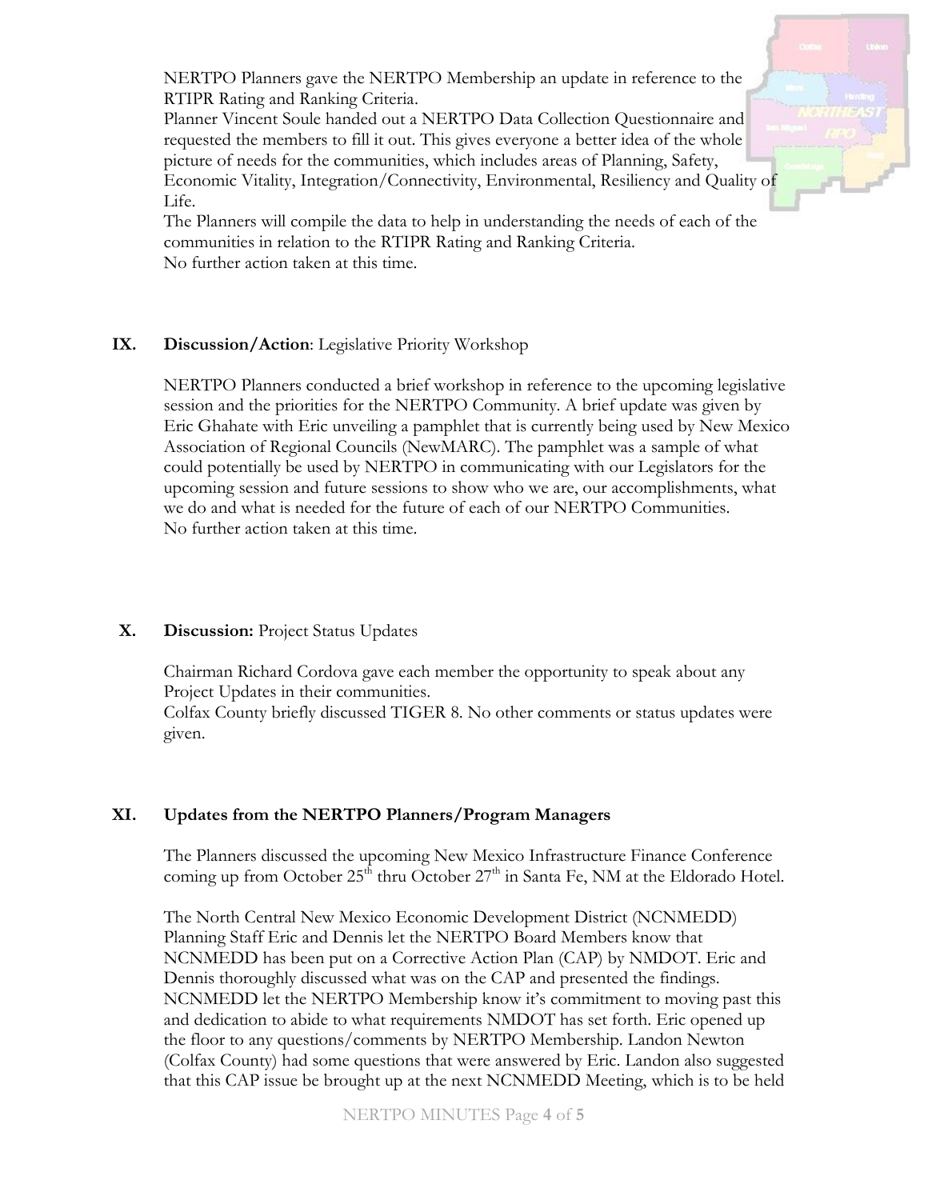NERTPO Planners gave the NERTPO Membership an update in reference to the RTIPR Rating and Ranking Criteria.
Planner Vincent Soule handed out a NERTPO Data Collection Questionnaire and requested the members to fill it out. This gives everyone a better idea of the whole picture of needs for the communities, which includes areas of Planning, Safety, Economic Vitality, Integration/Connectivity, Environmental, Resiliency and Quality of Life.
The Planners will compile the data to help in understanding the needs of each of the communities in relation to the RTIPR Rating and Ranking Criteria.
No further action taken at this time.

## IX. Discussion/Action: Legislative Priority Workshop

NERTPO Planners conducted a brief workshop in reference to the upcoming legislative session and the priorities for the NERTPO Community. A brief update was given by Eric Ghahate with Eric unveiling a pamphlet that is currently being used by New Mexico Association of Regional Councils (NewMARC). The pamphlet was a sample of what could potentially be used by NERTPO in communicating with our Legislators for the upcoming session and future sessions to show who we are, our accomplishments, what we do and what is needed for the future of each of our NERTPO Communities.
No further action taken at this time.

## X. Discussion: Project Status Updates

Chairman Richard Cordova gave each member the opportunity to speak about any Project Updates in their communities.
Colfax County briefly discussed TIGER 8. No other comments or status updates were given.

## XI. Updates from the NERTPO Planners/Program Managers

The Planners discussed the upcoming New Mexico Infrastructure Finance Conference coming up from October 25th thru October 27th in Santa Fe, NM at the Eldorado Hotel.

The North Central New Mexico Economic Development District (NCNMEDD) Planning Staff Eric and Dennis let the NERTPO Board Members know that NCNMEDD has been put on a Corrective Action Plan (CAP) by NMDOT. Eric and Dennis thoroughly discussed what was on the CAP and presented the findings. NCNMEDD let the NERTPO Membership know it's commitment to moving past this and dedication to abide to what requirements NMDOT has set forth. Eric opened up the floor to any questions/comments by NERTPO Membership. Landon Newton (Colfax County) had some questions that were answered by Eric. Landon also suggested that this CAP issue be brought up at the next NCNMEDD Meeting, which is to be held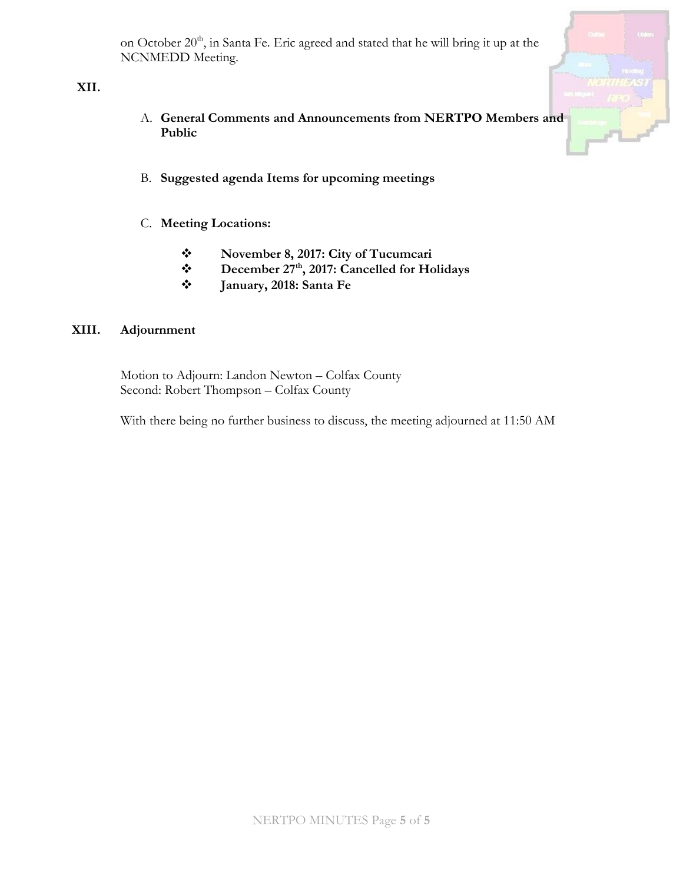on October 20th, in Santa Fe. Eric agreed and stated that he will bring it up at the NCNMEDD Meeting.

## XII.

A. **General Comments and Announcements from NERTPO Members and Public**

B. **Suggested agenda Items for upcoming meetings**

C. **Meeting Locations:**

- **November 8, 2017: City of Tucumcari**
- **December 27th, 2017: Cancelled for Holidays**
- **January, 2018: Santa Fe**

## XIII. Adjournment

Motion to Adjourn: Landon Newton – Colfax County
Second: Robert Thompson – Colfax County

With there being no further business to discuss, the meeting adjourned at 11:50 AM